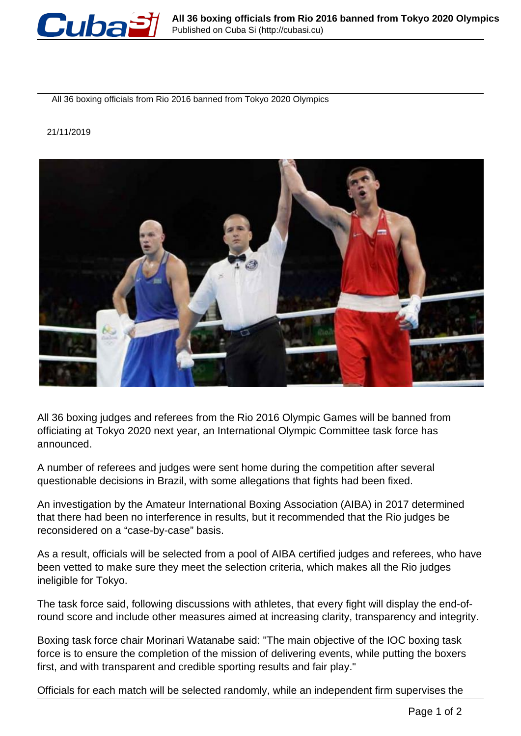# All 36 boxing officials from Rio 2016 banned from Tokyo 2020 Olympics

21/11/2019

All 36 boxing judges and referees from the Rio 2016 Olympic Games will be banned from officiating at Tokyo 2020 next year, an International Olympic Committee task force has announced.

A number of referees and judges were sent home during the competition after several questionable decisions in Brazil, with some allegations that fights had been fixed.

An investigation by the Amateur International Boxing Association (AIBA) in 2017 determined that there had been no interference in results, but it recommended that the Rio judges be reconsidered on a "case-by-case" basis.

As a result, officials will be selected from a pool of AIBA certified judges and referees, who have been vetted to make sure they meet the selection criteria, which makes all the Rio judges ineligible for Tokyo.

The task force said, following discussions with athletes, that every fight will display the end-of-round score and include other measures aimed at increasing clarity, transparency and integrity.

Boxing task force chair Morinari Watanabe said: "The main objective of the IOC boxing task force is to ensure the completion of the mission of delivering events, while putting the boxers first, and with transparent and credible sporting results and fair play."

Officials for each match will be selected randomly, while an independent firm supervises the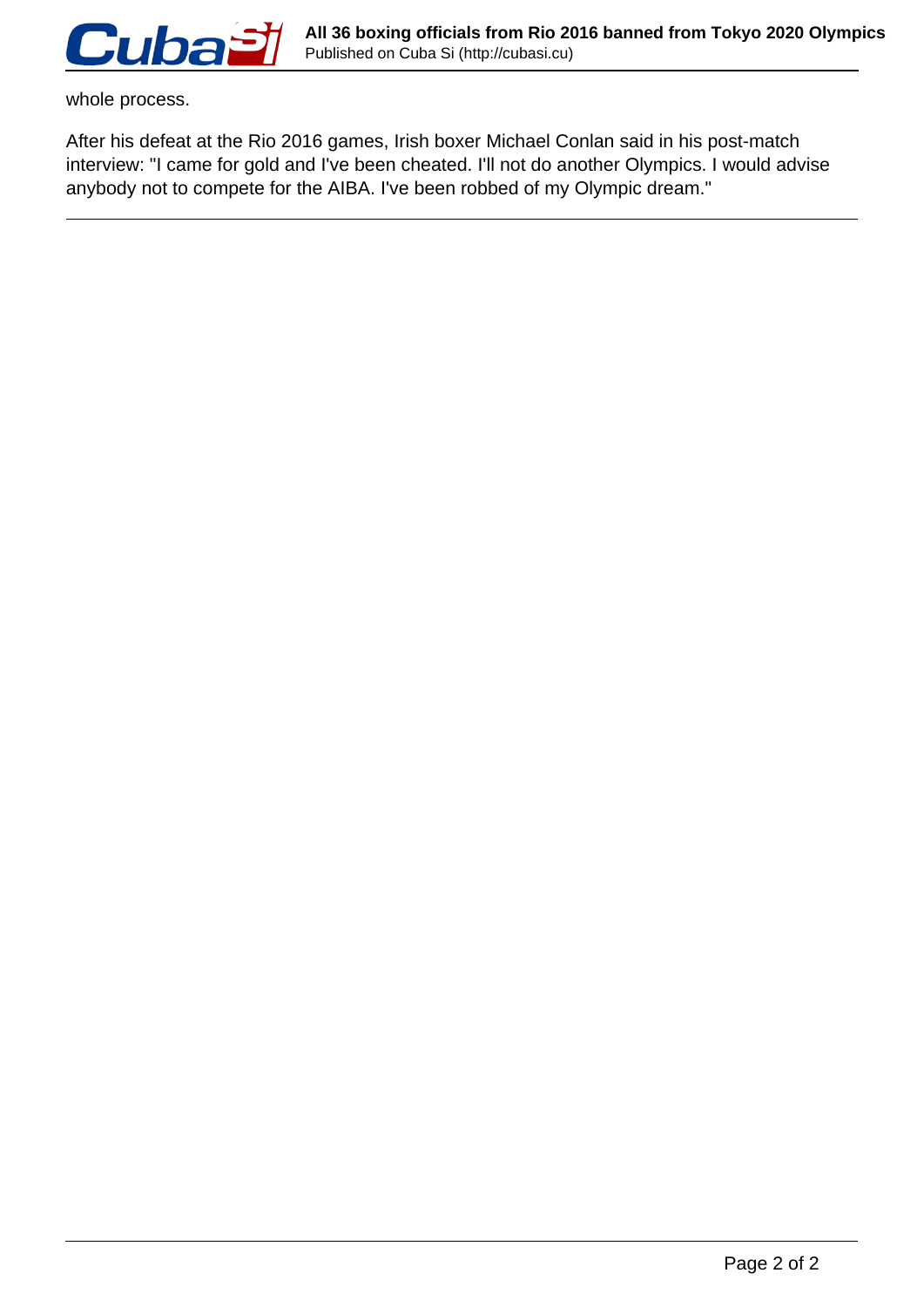whole process.

After his defeat at the Rio 2016 games, Irish boxer Michael Conlan said in his post-match interview: "I came for gold and I've been cheated. I'll not do another Olympics. I would advise anybody not to compete for the AIBA. I've been robbed of my Olympic dream."